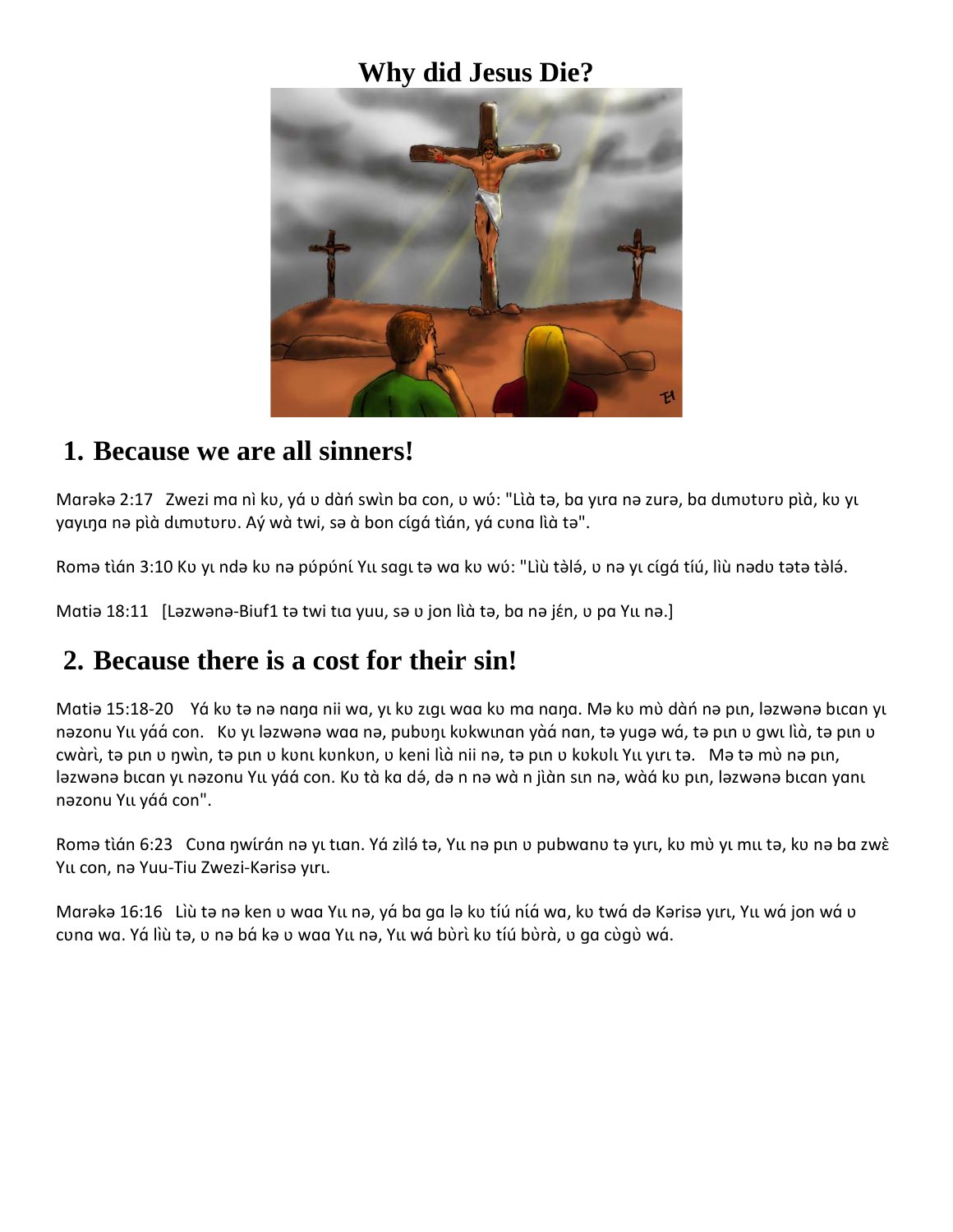# Why did Jesus Die?

## 1. Because we are all sinners!

Marəkə 2:17 Zwezi ma nì kʋ, yá ʋ dàń swìn ba con, ʋ wʋ́: "Lìà tə, ba yɪra nə zurə, ba dɪmʋtʋrʋ pìà, kʋ yɪ yayɪŋa nə pìà dɪmʋtʋrʋ. Aý wà twi, sə à bon cígá tìán, yá cʋna lìà tə".

Romə tìán 3:10 Kʋ yɪ ndə kʋ nə púpúní Yɪɪ sagɪ tə wa kʋ wʋ́: "Lìù tèlé, ʋ nə yɪ cígá tíú, lìù nədʋ tətə tèlé.

Matiə 18:11 [Ləzwənə-Biuf1 tə twi tɪa yuu, sə ʋ jon lìà tə, ba nə jɛ́n, ʋ pa Yɪɪ nə.]

## 2. Because there is a cost for their sin!

Matiə 15:18-20 Yá kʋ tə nə naŋa nii wa, yɪ kʋ zɪgɪ waa kʋ ma naŋa. Mə kʋ mʋ̀ dàń nə pɪn, ləzwənə bɪcan yɪ nəzonu Yɪɪ yáá con. Kʋ yɪ ləzwənə waa nə, pubʋŋɪ kʋkwɪnan yàá nan, tə yugə wá, tə pɪn ʋ gwɪ lìà, tə pɪn ʋ cwàrì, tə pɪn ʋ ŋwìn, tə pɪn ʋ kʋnɪ kʋnkʋn, ʋ keni lìà nii nə, tə pɪn ʋ kʋkʋlɪ Yɪɪ yɪrɪ tə. Mə tə mʋ̀ nə pɪn, ləzwənə bɪcan yɪ nəzonu Yɪɪ yáá con. Kʋ tà ka dá, də n nə wà n jìàn sɪn nə, wàá kʋ pɪn, ləzwənə bɪcan yanɪ nəzonu Yɪɪ yáá con".

Romə tìán 6:23 Cʋna ŋwírán nə yɪ tɪan. Yá zìlé tə, Yɪɪ nə pɪn ʋ pubwanʋ tə yɪrɪ, kʋ mʋ̀ yɪ mɪɪ tə, kʋ nə ba zwɛ̀ Yɪɪ con, nə Yuu-Tiu Zwezi-Kərisə yɪrɪ.

Marəkə 16:16 Lìù tə nə ken ʋ waa Yɪɪ nə, yá ba ga lə kʋ tíú níá wa, kʋ twá də Kərisə yɪrɪ, Yɪɪ wá jon wá ʋ cʋna wa. Yá lìù tə, ʋ nə bá kə ʋ waa Yɪɪ nə, Yɪɪ wá bʋ̀rì kʋ tíú bʋ̀rà, ʋ ga cʋ̀gʋ̀ wá.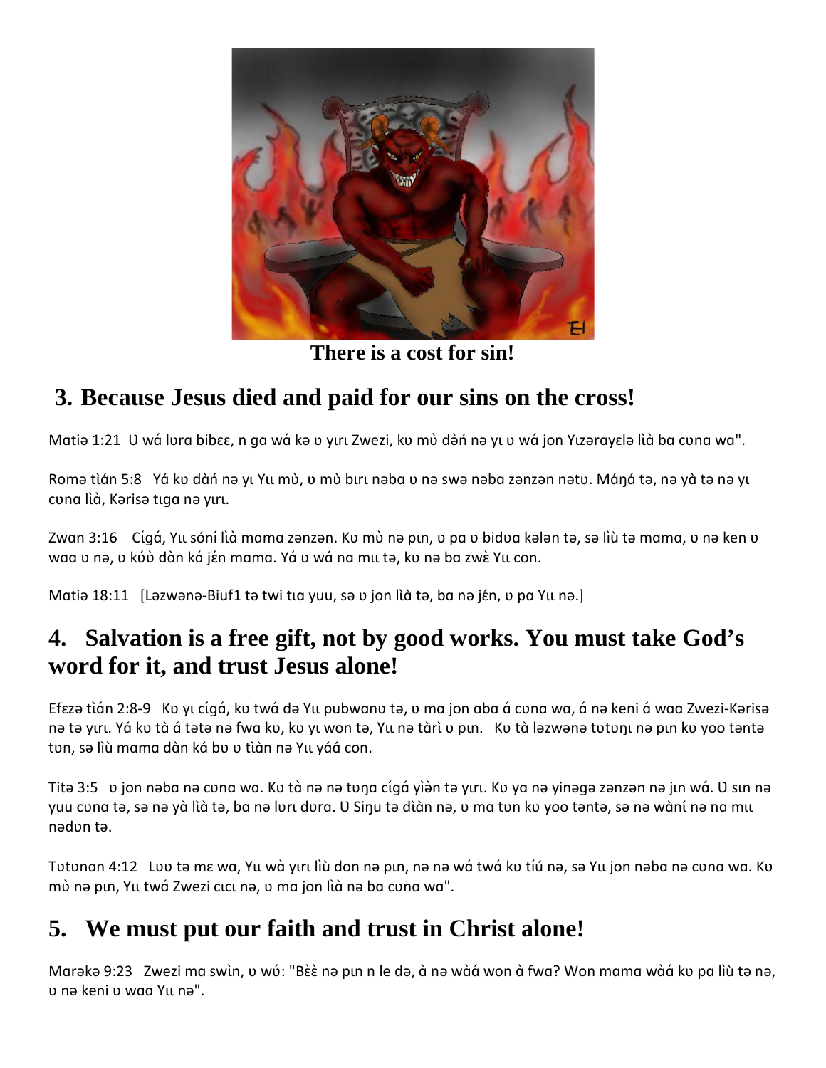There is a cost for sin!

## 3. Because Jesus died and paid for our sins on the cross!

Matiə 1:21 Ʊ wá lʊra bibɛɛ, n ga wá kə ʊ yɩrɩ Zwezi, kʊ mʊ̀ dəń nə yɩ ʊ wá jon Yɩzərayɛlə lìà ba cʊna wa".

Romə tìán 5:8 Yá kʊ dàń nə yɩ Yɩɩ mʊ̀, ʊ mʊ̀ bɩrɩ nəba ʊ nə swə nəba zənzən nətʊ. Máŋá tə, nə yà tə nə yɩ cʊna lìà, Kərisə tɩga nə yɩrɩ.

Zwan 3:16 Cígá, Yɩɩ sóní lìà mama zənzən. Kʊ mʊ̀ nə pɩn, ʊ pa ʊ bidʊa kələn tə, sə lìù tə mama, ʊ nə ken ʊ waa ʊ nə, ʊ kʊ́ʊ̀ dàn ká jɛ́n mama. Yá ʊ wá na mɩɩ tə, kʊ nə ba zwɛ̀ Yɩɩ con.

Matiə 18:11 [Ləzwənə-Biuf1 tə twi tɩa yuu, sə ʊ jon lìà tə, ba nə jɛ́n, ʊ pa Yɩɩ nə.]

## 4. Salvation is a free gift, not by good works. You must take God's word for it, and trust Jesus alone!

Efɛzə tìán 2:8-9 Kʊ yɩ cígá, kʊ twá də Yɩɩ pubwanʊ tə, ʊ ma jon aba á cʊna wa, á nə keni á waa Zwezi-Kərisə nə tə yɩrɩ. Yá kʊ tà á tətə nə fwa kʊ, kʊ yɩ won tə, Yɩɩ nə tàrì ʊ pɩn. Kʊ tà ləzwənə tʊtʊŋɩ nə pɩn kʊ yoo təntə tʊn, sə lìù mama dàn ká bʊ ʊ tìàn nə Yɩɩ yáá con.

Titə 3:5 ʊ jon nəba nə cʊna wa. Kʊ tà nə nə tʊŋa cígá yìèn tə yɩrɩ. Kʊ ya nə yinəgə zənzən nə jɩn wá. Ʊ sɩn nə yuu cʊna tə, sə nə yà lìà tə, ba nə lʊrɩ dʊra. Ʊ Siŋu tə dìàn nə, ʊ ma tʊn kʊ yoo təntə, sə nə wàní nə na mɩɩ nədʊn tə.

Tʊtʊnan 4:12 Lʊʊ tə mɛ wa, Yɩɩ wà yɩrɩ lìù don nə pɩn, nə nə wá twá kʊ tíú nə, sə Yɩɩ jon nəba nə cʊna wa. Kʊ mʊ̀ nə pɩn, Yɩɩ twá Zwezi cɩcɩ nə, ʊ ma jon lìà nə ba cʊna wa".

## 5. We must put our faith and trust in Christ alone!

Marəkə 9:23 Zwezi ma swìn, ʊ wʊ́: "Bɛ̀ɛ̀ nə pɩn n le də, à nə wàá won à fwa? Won mama wàá kʊ pa lìù tə nə, ʊ nə keni ʊ waa Yɩɩ nə".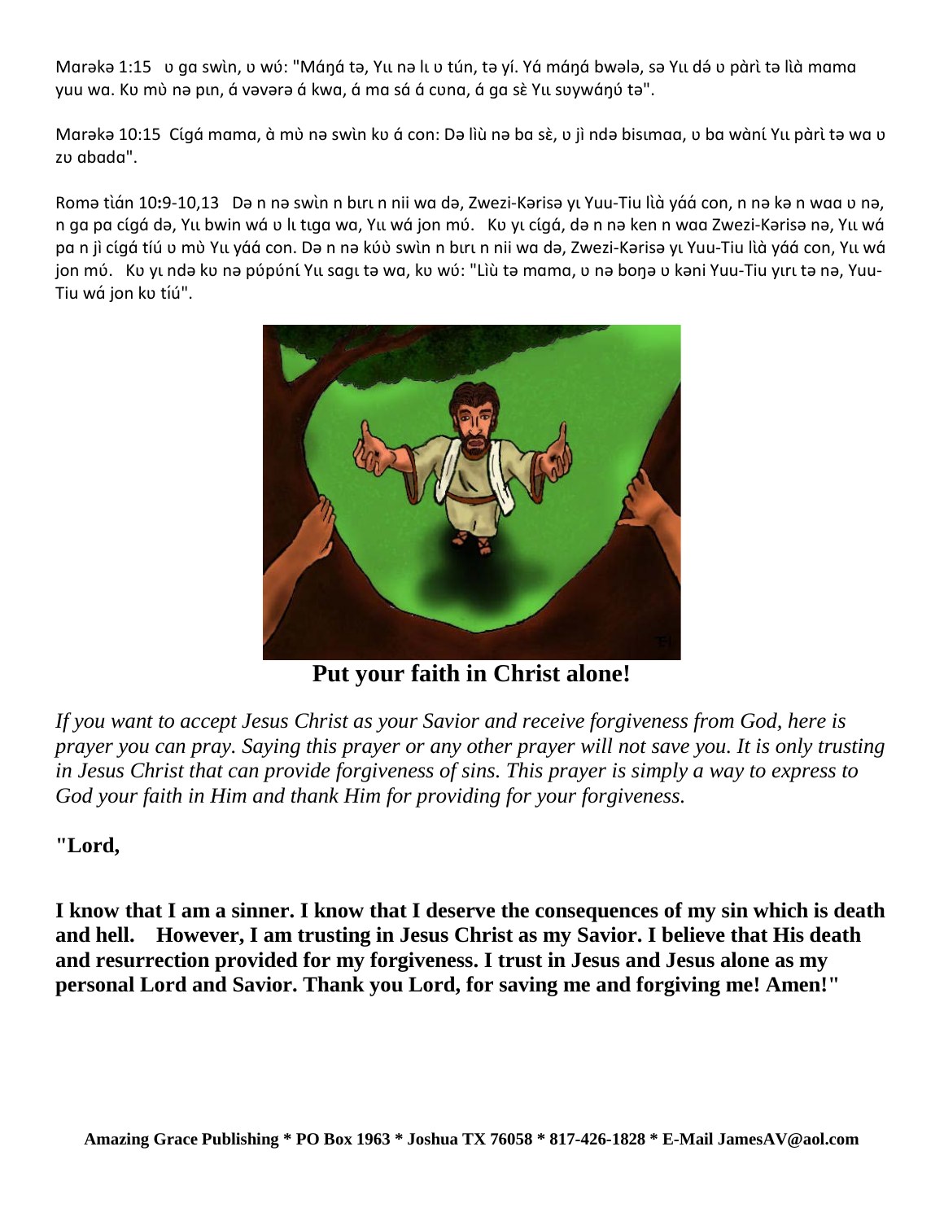Marəkə 1:15   ʋ ga swìn, ʋ wʋ́: "Máŋá tə, Yɩɩ nə lɩ ʋ tún, tə yí. Yá máŋá bwələ, sə Yɩɩ dé ʋ pàrì tə lìà mama yuu wa. Kʋ mʋ̀ nə pɩn, á vəvərə á kwa, á ma sá á cʋna, á ga sɛ̀ Yɩɩ sʋywáŋʋ́ tə".

Marəkə 10:15  Cígá mama, à mʋ̀ nə swìn kʋ á con: Də lìù nə ba sɛ̀, ʋ jì ndə bisɩmaa, ʋ ba wàní Yɩɩ pàrì tə wa ʋ zʋ abada".

Romə tìán 10:9-10,13   Də n nə swìn n bɩrɩ n nii wa də, Zwezi-Kərisə yɩ Yuu-Tiu lìà yáá con, n nə kə n waa ʋ nə, n ga pa cígá də, Yɩɩ bwin wá ʋ lɩ tɩga wa, Yɩɩ wá jon mʋ́.   Kʋ yɩ cígá, də n nə ken n waa Zwezi-Kərisə nə, Yɩɩ wá pa n jì cígá tíú ʋ mʋ̀ Yɩɩ yáá con. Də n nə kʋ́ʋ̀ swìn n bɩrɩ n nii wa də, Zwezi-Kərisə yɩ Yuu-Tiu lìà yáá con, Yɩɩ wá jon mʋ́.   Kʋ yɩ ndə kʋ nə púpúní Yɩɩ sagɩ tə wa, kʋ wʋ́: "Lìù tə mama, ʋ nə boŋə ʋ kəni Yuu-Tiu yɩrɩ tə nə, Yuu-Tiu wá jon kʋ tíú".

**Put your faith in Christ alone!**

*If you want to accept Jesus Christ as your Savior and receive forgiveness from God, here is prayer you can pray. Saying this prayer or any other prayer will not save you. It is only trusting in Jesus Christ that can provide forgiveness of sins. This prayer is simply a way to express to God your faith in Him and thank Him for providing for your forgiveness.*

**"Lord,**

**I know that I am a sinner. I know that I deserve the consequences of my sin which is death and hell.   However, I am trusting in Jesus Christ as my Savior. I believe that His death and resurrection provided for my forgiveness. I trust in Jesus and Jesus alone as my personal Lord and Savior. Thank you Lord, for saving me and forgiving me! Amen!"**

**Amazing Grace Publishing * PO Box 1963 * Joshua TX 76058 * 817-426-1828 * E-Mail JamesAV@aol.com**